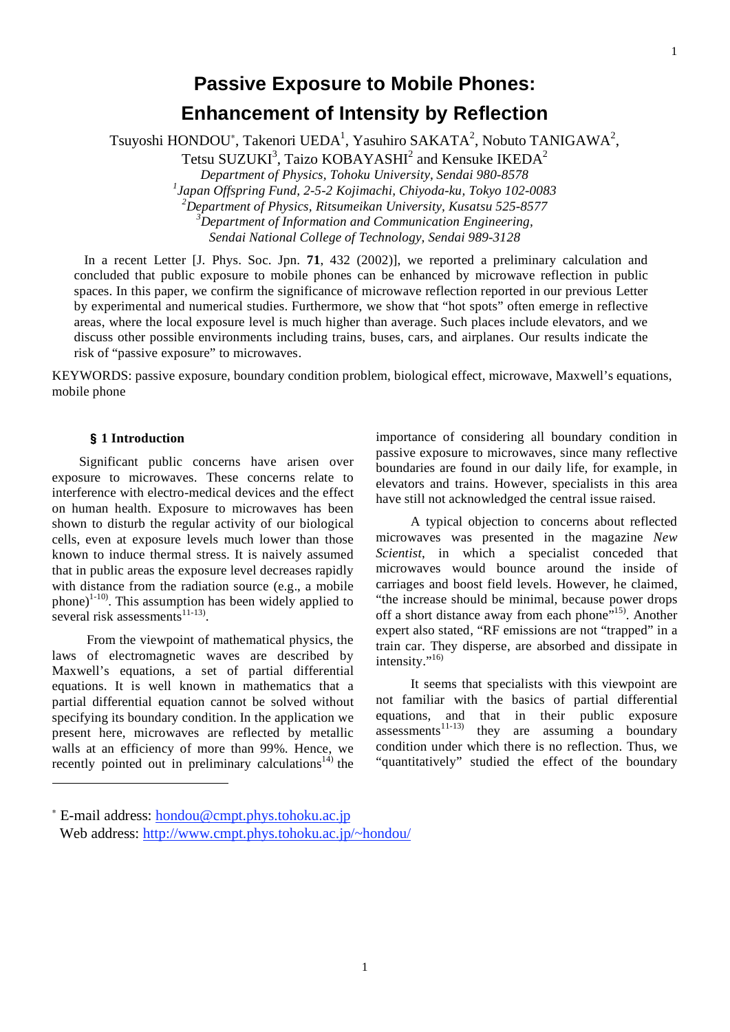# Passive Exposure to Mobile Phones: Enhancement of Intensity by Reflection

Tsuyoshi HONDOU*, Takenori UEDA[1], Yasuhiro SAKATA[2], Nobuto TANIGAWA[2], Tetsu SUZUKI[3], Taizo KOBAYASHI[2] and Kensuke IKEDA[2]

*Department of Physics, Tohoku University, Sendai 980-8578*

[1]*Japan Offspring Fund, 2-5-2 Kojimachi, Chiyoda-ku, Tokyo 102-0083*

[2]*Department of Physics, Ritsumeikan University, Kusatsu 525-8577*

[3]*Department of Information and Communication Engineering, Sendai National College of Technology, Sendai 989-3128*

In a recent Letter [J. Phys. Soc. Jpn. **71**, 432 (2002)], we reported a preliminary calculation and concluded that public exposure to mobile phones can be enhanced by microwave reflection in public spaces. In this paper, we confirm the significance of microwave reflection reported in our previous Letter by experimental and numerical studies. Furthermore, we show that "hot spots" often emerge in reflective areas, where the local exposure level is much higher than average. Such places include elevators, and we discuss other possible environments including trains, buses, cars, and airplanes. Our results indicate the risk of "passive exposure" to microwaves.

KEYWORDS: passive exposure, boundary condition problem, biological effect, microwave, Maxwell's equations, mobile phone

## § 1 Introduction

Significant public concerns have arisen over exposure to microwaves. These concerns relate to interference with electro-medical devices and the effect on human health. Exposure to microwaves has been shown to disturb the regular activity of our biological cells, even at exposure levels much lower than those known to induce thermal stress. It is naively assumed that in public areas the exposure level decreases rapidly with distance from the radiation source (e.g., a mobile phone)[1-10]. This assumption has been widely applied to several risk assessments[11-13].

From the viewpoint of mathematical physics, the laws of electromagnetic waves are described by Maxwell's equations, a set of partial differential equations. It is well known in mathematics that a partial differential equation cannot be solved without specifying its boundary condition. In the application we present here, microwaves are reflected by metallic walls at an efficiency of more than 99%. Hence, we recently pointed out in preliminary calculations[14] the importance of considering all boundary condition in passive exposure to microwaves, since many reflective boundaries are found in our daily life, for example, in elevators and trains. However, specialists in this area have still not acknowledged the central issue raised.

A typical objection to concerns about reflected microwaves was presented in the magazine *New Scientist*, in which a specialist conceded that microwaves would bounce around the inside of carriages and boost field levels. However, he claimed, "the increase should be minimal, because power drops off a short distance away from each phone"[15]. Another expert also stated, "RF emissions are not "trapped" in a train car. They disperse, are absorbed and dissipate in intensity."[16]

It seems that specialists with this viewpoint are not familiar with the basics of partial differential equations, and that in their public exposure assessments[11-13] they are assuming a boundary condition under which there is no reflection. Thus, we "quantitatively" studied the effect of the boundary

---

* E-mail address: hondou@cmpt.phys.tohoku.ac.jp
Web address: http://www.cmpt.phys.tohoku.ac.jp/~hondou/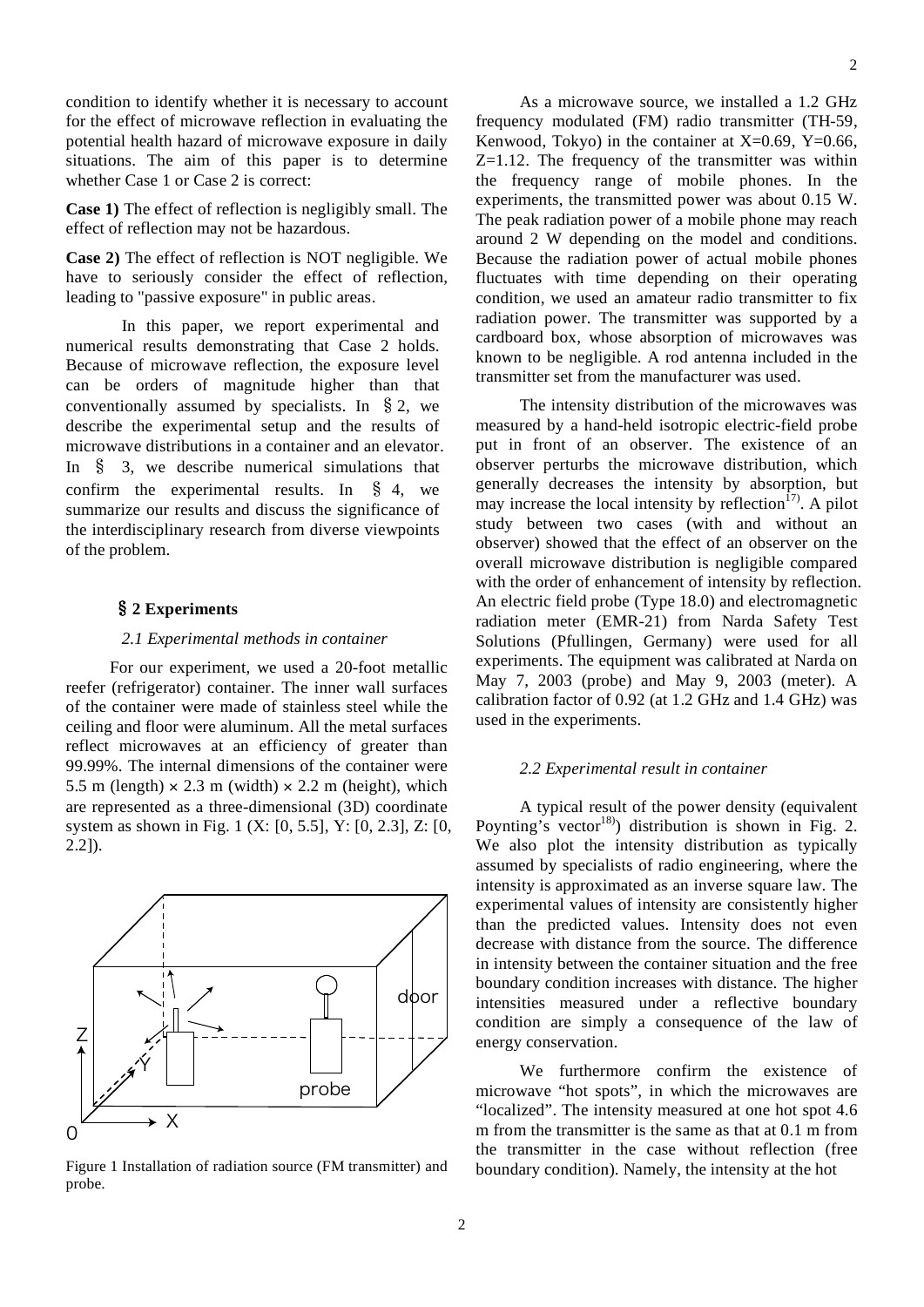condition to identify whether it is necessary to account for the effect of microwave reflection in evaluating the potential health hazard of microwave exposure in daily situations. The aim of this paper is to determine whether Case 1 or Case 2 is correct:

**Case 1)** The effect of reflection is negligibly small. The effect of reflection may not be hazardous.

**Case 2)** The effect of reflection is NOT negligible. We have to seriously consider the effect of reflection, leading to "passive exposure" in public areas.

In this paper, we report experimental and numerical results demonstrating that Case 2 holds. Because of microwave reflection, the exposure level can be orders of magnitude higher than that conventionally assumed by specialists. In §2, we describe the experimental setup and the results of microwave distributions in a container and an elevator. In § 3, we describe numerical simulations that confirm the experimental results. In §4, we summarize our results and discuss the significance of the interdisciplinary research from diverse viewpoints of the problem.

## §2 Experiments

### *2.1 Experimental methods in container*

For our experiment, we used a 20-foot metallic reefer (refrigerator) container. The inner wall surfaces of the container were made of stainless steel while the ceiling and floor were aluminum. All the metal surfaces reflect microwaves at an efficiency of greater than 99.99%. The internal dimensions of the container were 5.5 m (length) × 2.3 m (width) × 2.2 m (height), which are represented as a three-dimensional (3D) coordinate system as shown in Fig. 1 (X: [0, 5.5], Y: [0, 2.3], Z: [0, 2.2]).

Figure 1 Installation of radiation source (FM transmitter) and probe.

As a microwave source, we installed a 1.2 GHz frequency modulated (FM) radio transmitter (TH-59, Kenwood, Tokyo) in the container at X=0.69, Y=0.66, Z=1.12. The frequency of the transmitter was within the frequency range of mobile phones. In the experiments, the transmitted power was about 0.15 W. The peak radiation power of a mobile phone may reach around 2 W depending on the model and conditions. Because the radiation power of actual mobile phones fluctuates with time depending on their operating condition, we used an amateur radio transmitter to fix radiation power. The transmitter was supported by a cardboard box, whose absorption of microwaves was known to be negligible. A rod antenna included in the transmitter set from the manufacturer was used.

The intensity distribution of the microwaves was measured by a hand-held isotropic electric-field probe put in front of an observer. The existence of an observer perturbs the microwave distribution, which generally decreases the intensity by absorption, but may increase the local intensity by reflection[17]. A pilot study between two cases (with and without an observer) showed that the effect of an observer on the overall microwave distribution is negligible compared with the order of enhancement of intensity by reflection. An electric field probe (Type 18.0) and electromagnetic radiation meter (EMR-21) from Narda Safety Test Solutions (Pfullingen, Germany) were used for all experiments. The equipment was calibrated at Narda on May 7, 2003 (probe) and May 9, 2003 (meter). A calibration factor of 0.92 (at 1.2 GHz and 1.4 GHz) was used in the experiments.

### *2.2 Experimental result in container*

A typical result of the power density (equivalent Poynting's vector[18]) distribution is shown in Fig. 2. We also plot the intensity distribution as typically assumed by specialists of radio engineering, where the intensity is approximated as an inverse square law. The experimental values of intensity are consistently higher than the predicted values. Intensity does not even decrease with distance from the source. The difference in intensity between the container situation and the free boundary condition increases with distance. The higher intensities measured under a reflective boundary condition are simply a consequence of the law of energy conservation.

We furthermore confirm the existence of microwave "hot spots", in which the microwaves are "localized". The intensity measured at one hot spot 4.6 m from the transmitter is the same as that at 0.1 m from the transmitter in the case without reflection (free boundary condition). Namely, the intensity at the hot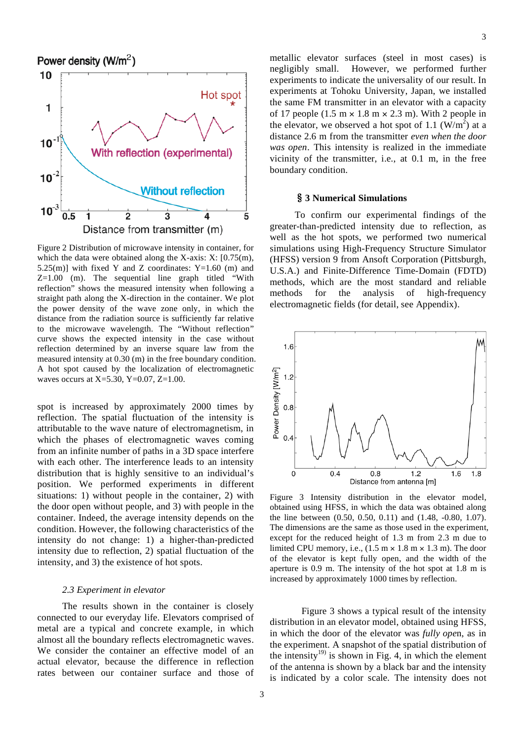Figure 2 Distribution of microwave intensity in container, for which the data were obtained along the X-axis: X: [0.75(m), 5.25(m)] with fixed Y and Z coordinates: Y=1.60 (m) and Z=1.00 (m). The sequential line graph titled "With reflection" shows the measured intensity when following a straight path along the X-direction in the container. We plot the power density of the wave zone only, in which the distance from the radiation source is sufficiently far relative to the microwave wavelength. The "Without reflection" curve shows the expected intensity in the case without reflection determined by an inverse square law from the measured intensity at 0.30 (m) in the free boundary condition. A hot spot caused by the localization of electromagnetic waves occurs at X=5.30, Y=0.07, Z=1.00.

spot is increased by approximately 2000 times by reflection. The spatial fluctuation of the intensity is attributable to the wave nature of electromagnetism, in which the phases of electromagnetic waves coming from an infinite number of paths in a 3D space interfere with each other. The interference leads to an intensity distribution that is highly sensitive to an individual's position. We performed experiments in different situations: 1) without people in the container, 2) with the door open without people, and 3) with people in the container. Indeed, the average intensity depends on the condition. However, the following characteristics of the intensity do not change: 1) a higher-than-predicted intensity due to reflection, 2) spatial fluctuation of the intensity, and 3) the existence of hot spots.

### *2.3 Experiment in elevator*

The results shown in the container is closely connected to our everyday life. Elevators comprised of metal are a typical and concrete example, in which almost all the boundary reflects electromagnetic waves. We consider the container an effective model of an actual elevator, because the difference in reflection rates between our container surface and those of metallic elevator surfaces (steel in most cases) is negligibly small. However, we performed further experiments to indicate the universality of our result. In experiments at Tohoku University, Japan, we installed the same FM transmitter in an elevator with a capacity of 17 people (1.5 m × 1.8 m × 2.3 m). With 2 people in the elevator, we observed a hot spot of 1.1 (W/m$^2$) at a distance 2.6 m from the transmitter *even when the door was open*. This intensity is realized in the immediate vicinity of the transmitter, i.e., at 0.1 m, in the free boundary condition.

## § 3 Numerical Simulations

To confirm our experimental findings of the greater-than-predicted intensity due to reflection, as well as the hot spots, we performed two numerical simulations using High-Frequency Structure Simulator (HFSS) version 9 from Ansoft Corporation (Pittsburgh, U.S.A.) and Finite-Difference Time-Domain (FDTD) methods, which are the most standard and reliable methods for the analysis of high-frequency electromagnetic fields (for detail, see Appendix).

Figure 3 Intensity distribution in the elevator model, obtained using HFSS, in which the data was obtained along the line between (0.50, 0.50, 0.11) and (1.48, -0.80, 1.07). The dimensions are the same as those used in the experiment, except for the reduced height of 1.3 m from 2.3 m due to limited CPU memory, i.e., (1.5 m × 1.8 m × 1.3 m). The door of the elevator is kept fully open, and the width of the aperture is 0.9 m. The intensity of the hot spot at 1.8 m is increased by approximately 1000 times by reflection.

Figure 3 shows a typical result of the intensity distribution in an elevator model, obtained using HFSS, in which the door of the elevator was *fully open*, as in the experiment. A snapshot of the spatial distribution of the intensity[19] is shown in Fig. 4, in which the element of the antenna is shown by a black bar and the intensity is indicated by a color scale. The intensity does not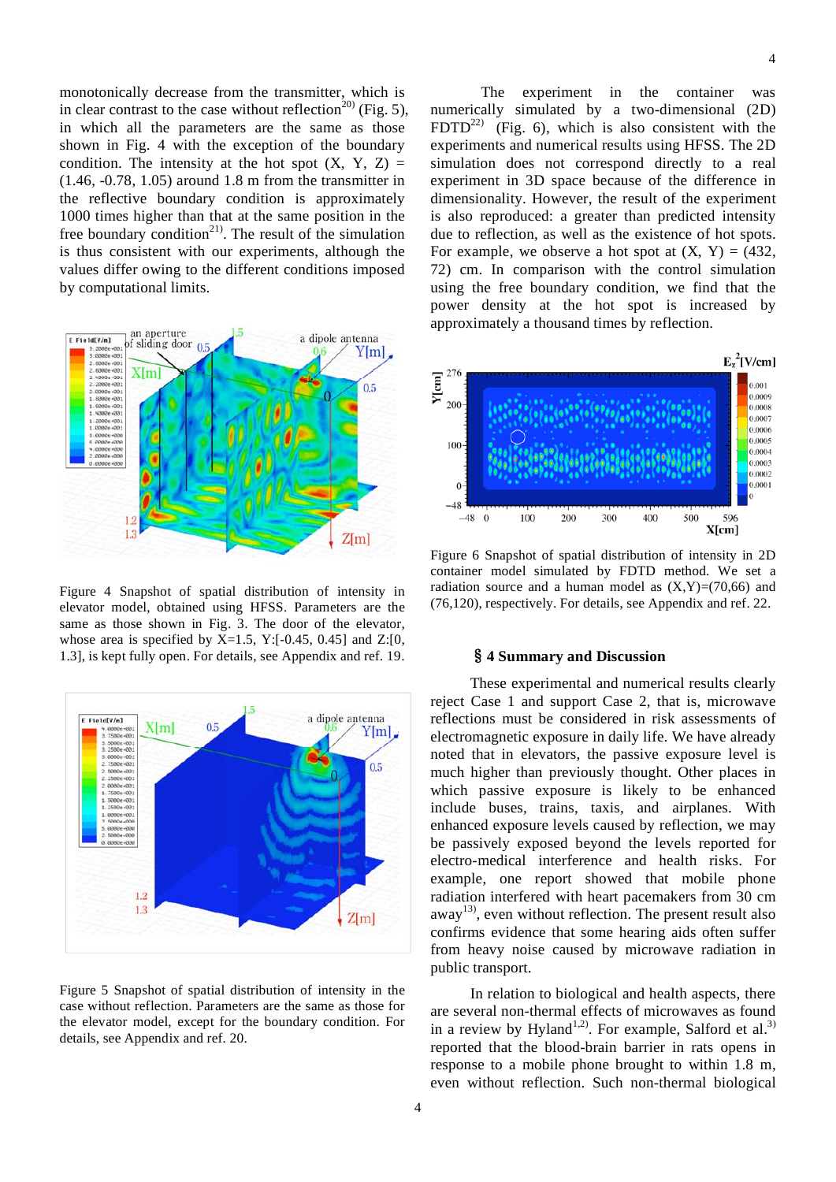monotonically decrease from the transmitter, which is in clear contrast to the case without reflection[20] (Fig. 5), in which all the parameters are the same as those shown in Fig. 4 with the exception of the boundary condition. The intensity at the hot spot (X, Y, Z) = (1.46, -0.78, 1.05) around 1.8 m from the transmitter in the reflective boundary condition is approximately 1000 times higher than that at the same position in the free boundary condition[21]. The result of the simulation is thus consistent with our experiments, although the values differ owing to the different conditions imposed by computational limits.

Figure 4 Snapshot of spatial distribution of intensity in elevator model, obtained using HFSS. Parameters are the same as those shown in Fig. 3. The door of the elevator, whose area is specified by X=1.5, Y:[-0.45, 0.45] and Z:[0, 1.3], is kept fully open. For details, see Appendix and ref. 19.

Figure 5 Snapshot of spatial distribution of intensity in the case without reflection. Parameters are the same as those for the elevator model, except for the boundary condition. For details, see Appendix and ref. 20.

The experiment in the container was numerically simulated by a two-dimensional (2D) FDTD[22] (Fig. 6), which is also consistent with the experiments and numerical results using HFSS. The 2D simulation does not correspond directly to a real experiment in 3D space because of the difference in dimensionality. However, the result of the experiment is also reproduced: a greater than predicted intensity due to reflection, as well as the existence of hot spots. For example, we observe a hot spot at (X, Y) = (432, 72) cm. In comparison with the control simulation using the free boundary condition, we find that the power density at the hot spot is increased by approximately a thousand times by reflection.

Figure 6 Snapshot of spatial distribution of intensity in 2D container model simulated by FDTD method. We set a radiation source and a human model as (X,Y)=(70,66) and (76,120), respectively. For details, see Appendix and ref. 22.

## § 4 Summary and Discussion

These experimental and numerical results clearly reject Case 1 and support Case 2, that is, microwave reflections must be considered in risk assessments of electromagnetic exposure in daily life. We have already noted that the passive exposure level is much higher than previously thought. Other places in which passive exposure is likely to be enhanced include buses, trains, taxis, and airplanes. With enhanced exposure levels caused by reflection, we may be passively exposed beyond the levels reported for electro-medical interference and health risks. For example, one report showed that mobile phone radiation interfered with heart pacemakers from 30 cm away[13], even without reflection. The present result also confirms evidence that some hearing aids often suffer from heavy noise caused by microwave radiation in public transport.

In relation to biological and health aspects, there are several non-thermal effects of microwaves as found in a review by Hyland[1,2]. For example, Salford et al.[3] reported that the blood-brain barrier in rats opens in response to a mobile phone brought to within 1.8 m, even without reflection. Such non-thermal biological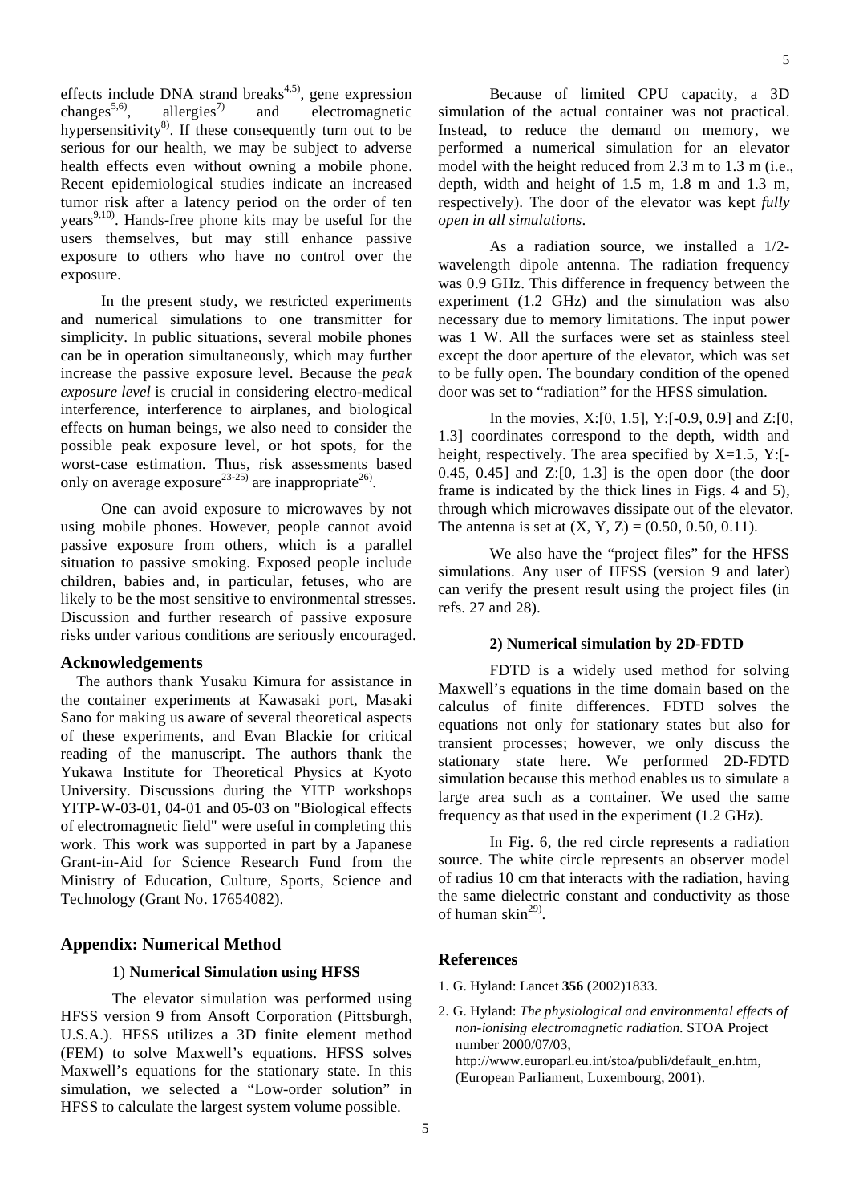effects include DNA strand breaks[4,5], gene expression changes[5,6], allergies[7] and electromagnetic hypersensitivity[8]. If these consequently turn out to be serious for our health, we may be subject to adverse health effects even without owning a mobile phone. Recent epidemiological studies indicate an increased tumor risk after a latency period on the order of ten years[9,10]. Hands-free phone kits may be useful for the users themselves, but may still enhance passive exposure to others who have no control over the exposure.

In the present study, we restricted experiments and numerical simulations to one transmitter for simplicity. In public situations, several mobile phones can be in operation simultaneously, which may further increase the passive exposure level. Because the *peak exposure level* is crucial in considering electro-medical interference, interference to airplanes, and biological effects on human beings, we also need to consider the possible peak exposure level, or hot spots, for the worst-case estimation. Thus, risk assessments based only on average exposure[23-25] are inappropriate[26].

One can avoid exposure to microwaves by not using mobile phones. However, people cannot avoid passive exposure from others, which is a parallel situation to passive smoking. Exposed people include children, babies and, in particular, fetuses, who are likely to be the most sensitive to environmental stresses. Discussion and further research of passive exposure risks under various conditions are seriously encouraged.

## Acknowledgements

The authors thank Yusaku Kimura for assistance in the container experiments at Kawasaki port, Masaki Sano for making us aware of several theoretical aspects of these experiments, and Evan Blackie for critical reading of the manuscript. The authors thank the Yukawa Institute for Theoretical Physics at Kyoto University. Discussions during the YITP workshops YITP-W-03-01, 04-01 and 05-03 on "Biological effects of electromagnetic field" were useful in completing this work. This work was supported in part by a Japanese Grant-in-Aid for Science Research Fund from the Ministry of Education, Culture, Sports, Science and Technology (Grant No. 17654082).

## Appendix: Numerical Method

### 1) Numerical Simulation using HFSS

The elevator simulation was performed using HFSS version 9 from Ansoft Corporation (Pittsburgh, U.S.A.). HFSS utilizes a 3D finite element method (FEM) to solve Maxwell's equations. HFSS solves Maxwell's equations for the stationary state. In this simulation, we selected a "Low-order solution" in HFSS to calculate the largest system volume possible.

Because of limited CPU capacity, a 3D simulation of the actual container was not practical. Instead, to reduce the demand on memory, we performed a numerical simulation for an elevator model with the height reduced from 2.3 m to 1.3 m (i.e., depth, width and height of 1.5 m, 1.8 m and 1.3 m, respectively). The door of the elevator was kept *fully open in all simulations*.

As a radiation source, we installed a 1/2-wavelength dipole antenna. The radiation frequency was 0.9 GHz. This difference in frequency between the experiment (1.2 GHz) and the simulation was also necessary due to memory limitations. The input power was 1 W. All the surfaces were set as stainless steel except the door aperture of the elevator, which was set to be fully open. The boundary condition of the opened door was set to "radiation" for the HFSS simulation.

In the movies, X:[0, 1.5], Y:[-0.9, 0.9] and Z:[0, 1.3] coordinates correspond to the depth, width and height, respectively. The area specified by X=1.5, Y:[-0.45, 0.45] and Z:[0, 1.3] is the open door (the door frame is indicated by the thick lines in Figs. 4 and 5), through which microwaves dissipate out of the elevator. The antenna is set at (X, Y, Z) = (0.50, 0.50, 0.11).

We also have the "project files" for the HFSS simulations. Any user of HFSS (version 9 and later) can verify the present result using the project files (in refs. 27 and 28).

### 2) Numerical simulation by 2D-FDTD

FDTD is a widely used method for solving Maxwell's equations in the time domain based on the calculus of finite differences. FDTD solves the equations not only for stationary states but also for transient processes; however, we only discuss the stationary state here. We performed 2D-FDTD simulation because this method enables us to simulate a large area such as a container. We used the same frequency as that used in the experiment (1.2 GHz).

In Fig. 6, the red circle represents a radiation source. The white circle represents an observer model of radius 10 cm that interacts with the radiation, having the same dielectric constant and conductivity as those of human skin[29].

## References

1. G. Hyland: Lancet **356** (2002)1833.
2. G. Hyland: *The physiological and environmental effects of non-ionising electromagnetic radiation.* STOA Project number 2000/07/03, http://www.europarl.eu.int/stoa/publi/default_en.htm, (European Parliament, Luxembourg, 2001).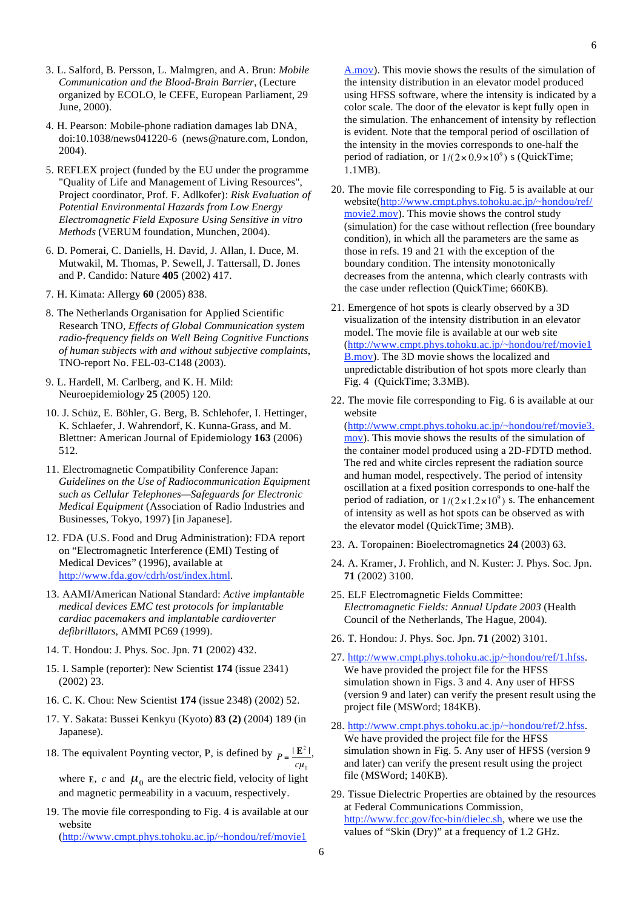3. L. Salford, B. Persson, L. Malmgren, and A. Brun: *Mobile Communication and the Blood-Brain Barrier*, (Lecture organized by ECOLO, le CEFE, European Parliament, 29 June, 2000).

4. H. Pearson: Mobile-phone radiation damages lab DNA, doi:10.1038/news041220-6 (news@nature.com, London, 2004).

5. REFLEX project (funded by the EU under the programme "Quality of Life and Management of Living Resources", Project coordinator, Prof. F. Adlkofer): *Risk Evaluation of Potential Environmental Hazards from Low Energy Electromagnetic Field Exposure Using Sensitive in vitro Methods* (VERUM foundation, Munchen, 2004).

6. D. Pomerai, C. Daniells, H. David, J. Allan, I. Duce, M. Mutwakil, M. Thomas, P. Sewell, J. Tattersall, D. Jones and P. Candido: Nature **405** (2002) 417.

7. H. Kimata: Allergy **60** (2005) 838.

8. The Netherlands Organisation for Applied Scientific Research TNO, *Effects of Global Communication system radio-frequency fields on Well Being Cognitive Functions of human subjects with and without subjective complaints*, TNO-report No. FEL-03-C148 (2003).

9. L. Hardell, M. Carlberg, and K. H. Mild: Neuroepidemiology **25** (2005) 120.

10. J. Schüz, E. Böhler, G. Berg, B. Schlehofer, I. Hettinger, K. Schlaefer, J. Wahrendorf, K. Kunna-Grass, and M. Blettner: American Journal of Epidemiology **163** (2006) 512.

11. Electromagnetic Compatibility Conference Japan: *Guidelines on the Use of Radiocommunication Equipment such as Cellular Telephones—Safeguards for Electronic Medical Equipment* (Association of Radio Industries and Businesses, Tokyo, 1997) [in Japanese].

12. FDA (U.S. Food and Drug Administration): FDA report on "Electromagnetic Interference (EMI) Testing of Medical Devices" (1996), available at http://www.fda.gov/cdrh/ost/index.html.

13. AAMI/American National Standard: *Active implantable medical devices EMC test protocols for implantable cardiac pacemakers and implantable cardioverter defibrillators*, AMMI PC69 (1999).

14. T. Hondou: J. Phys. Soc. Jpn. **71** (2002) 432.

15. I. Sample (reporter): New Scientist **174** (issue 2341) (2002) 23.

16. C. K. Chou: New Scientist **174** (issue 2348) (2002) 52.

17. Y. Sakata: Bussei Kenkyu (Kyoto) **83 (2)** (2004) 189 (in Japanese).

18. The equivalent Poynting vector, P, is defined by $P = \frac{|\mathbf{E}^2|}{c\mu_0}$, where $\mathbf{E}$, $c$ and $\mu_0$ are the electric field, velocity of light and magnetic permeability in a vacuum, respectively.

19. The movie file corresponding to Fig. 4 is available at our website (http://www.cmpt.phys.tohoku.ac.jp/~hondou/ref/movie1A.mov). This movie shows the results of the simulation of the intensity distribution in an elevator model produced using HFSS software, where the intensity is indicated by a color scale. The door of the elevator is kept fully open in the simulation. The enhancement of intensity by reflection is evident. Note that the temporal period of oscillation of the intensity in the movies corresponds to one-half the period of radiation, or $1/(2\times 0.9\times 10^9)$ s (QuickTime; 1.1MB).

20. The movie file corresponding to Fig. 5 is available at our website(http://www.cmpt.phys.tohoku.ac.jp/~hondou/ref/movie2.mov). This movie shows the control study (simulation) for the case without reflection (free boundary condition), in which all the parameters are the same as those in refs. 19 and 21 with the exception of the boundary condition. The intensity monotonically decreases from the antenna, which clearly contrasts with the case under reflection (QuickTime; 660KB).

21. Emergence of hot spots is clearly observed by a 3D visualization of the intensity distribution in an elevator model. The movie file is available at our web site (http://www.cmpt.phys.tohoku.ac.jp/~hondou/ref/movie1B.mov). The 3D movie shows the localized and unpredictable distribution of hot spots more clearly than Fig. 4 (QuickTime; 3.3MB).

22. The movie file corresponding to Fig. 6 is available at our website (http://www.cmpt.phys.tohoku.ac.jp/~hondou/ref/movie3.mov). This movie shows the results of the simulation of the container model produced using a 2D-FDTD method. The red and white circles represent the radiation source and human model, respectively. The period of intensity oscillation at a fixed position corresponds to one-half the period of radiation, or $1/(2\times 1.2\times 10^9)$ s. The enhancement of intensity as well as hot spots can be observed as with the elevator model (QuickTime; 3MB).

23. A. Toropainen: Bioelectromagnetics **24** (2003) 63.

24. A. Kramer, J. Frohlich, and N. Kuster: J. Phys. Soc. Jpn. **71** (2002) 3100.

25. ELF Electromagnetic Fields Committee: *Electromagnetic Fields: Annual Update 2003* (Health Council of the Netherlands, The Hague, 2004).

26. T. Hondou: J. Phys. Soc. Jpn. **71** (2002) 3101.

27. http://www.cmpt.phys.tohoku.ac.jp/~hondou/ref/1.hfss. We have provided the project file for the HFSS simulation shown in Figs. 3 and 4. Any user of HFSS (version 9 and later) can verify the present result using the project file (MSWord; 184KB).

28. http://www.cmpt.phys.tohoku.ac.jp/~hondou/ref/2.hfss. We have provided the project file for the HFSS simulation shown in Fig. 5. Any user of HFSS (version 9 and later) can verify the present result using the project file (MSWord; 140KB).

29. Tissue Dielectric Properties are obtained by the resources at Federal Communications Commission, http://www.fcc.gov/fcc-bin/dielec.sh, where we use the values of "Skin (Dry)" at a frequency of 1.2 GHz.